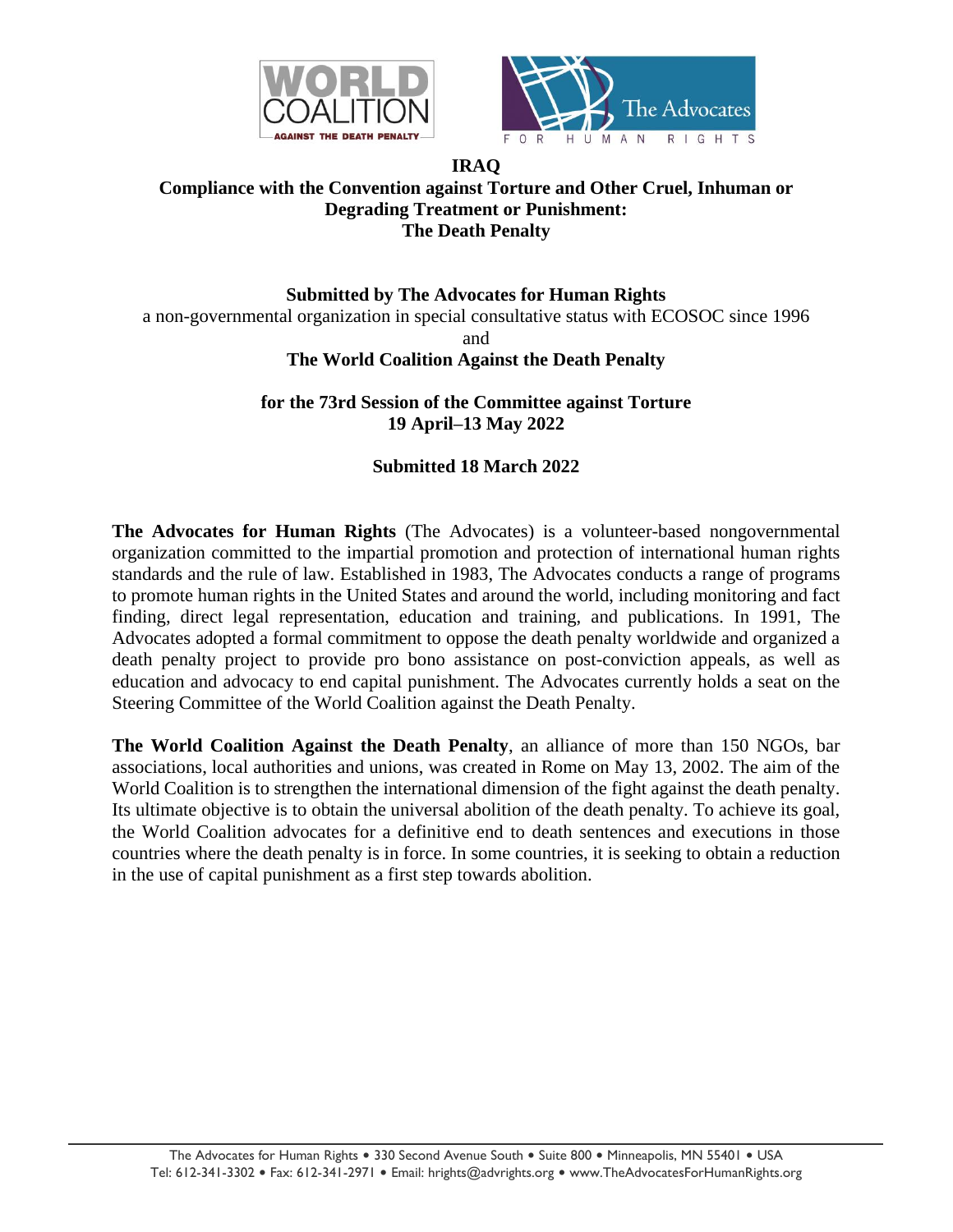# IRAQ

## Compliance with the Convention against Torture and Other Cruel, Inhuman or Degrading Treatment or Punishment: The Death Penalty

**Submitted by The Advocates for Human Rights**
a non-governmental organization in special consultative status with ECOSOC since 1996
and
**The World Coalition Against the Death Penalty**

**for the 73rd Session of the Committee against Torture**
**19 April–13 May 2022**

**Submitted 18 March 2022**

**The Advocates for Human Rights** (The Advocates) is a volunteer-based nongovernmental organization committed to the impartial promotion and protection of international human rights standards and the rule of law. Established in 1983, The Advocates conducts a range of programs to promote human rights in the United States and around the world, including monitoring and fact finding, direct legal representation, education and training, and publications. In 1991, The Advocates adopted a formal commitment to oppose the death penalty worldwide and organized a death penalty project to provide pro bono assistance on post-conviction appeals, as well as education and advocacy to end capital punishment. The Advocates currently holds a seat on the Steering Committee of the World Coalition against the Death Penalty.

**The World Coalition Against the Death Penalty**, an alliance of more than 150 NGOs, bar associations, local authorities and unions, was created in Rome on May 13, 2002. The aim of the World Coalition is to strengthen the international dimension of the fight against the death penalty. Its ultimate objective is to obtain the universal abolition of the death penalty. To achieve its goal, the World Coalition advocates for a definitive end to death sentences and executions in those countries where the death penalty is in force. In some countries, it is seeking to obtain a reduction in the use of capital punishment as a first step towards abolition.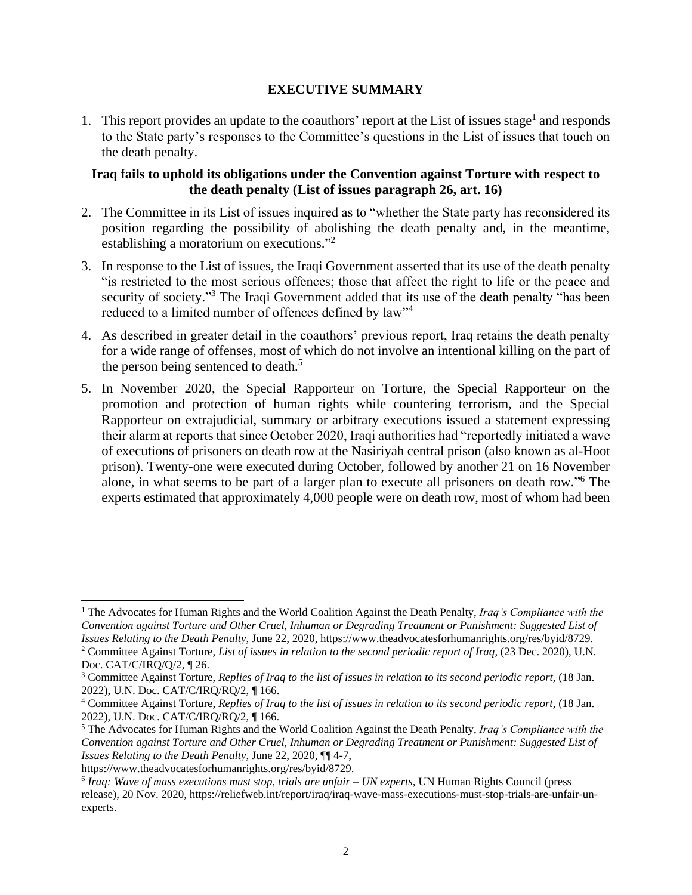## EXECUTIVE SUMMARY

1. This report provides an update to the coauthors' report at the List of issues stage[1] and responds to the State party's responses to the Committee's questions in the List of issues that touch on the death penalty.

### Iraq fails to uphold its obligations under the Convention against Torture with respect to the death penalty (List of issues paragraph 26, art. 16)

2. The Committee in its List of issues inquired as to "whether the State party has reconsidered its position regarding the possibility of abolishing the death penalty and, in the meantime, establishing a moratorium on executions."[2]

3. In response to the List of issues, the Iraqi Government asserted that its use of the death penalty "is restricted to the most serious offences; those that affect the right to life or the peace and security of society."[3] The Iraqi Government added that its use of the death penalty "has been reduced to a limited number of offences defined by law"[4]

4. As described in greater detail in the coauthors' previous report, Iraq retains the death penalty for a wide range of offenses, most of which do not involve an intentional killing on the part of the person being sentenced to death.[5]

5. In November 2020, the Special Rapporteur on Torture, the Special Rapporteur on the promotion and protection of human rights while countering terrorism, and the Special Rapporteur on extrajudicial, summary or arbitrary executions issued a statement expressing their alarm at reports that since October 2020, Iraqi authorities had "reportedly initiated a wave of executions of prisoners on death row at the Nasiriyah central prison (also known as al-Hoot prison). Twenty-one were executed during October, followed by another 21 on 16 November alone, in what seems to be part of a larger plan to execute all prisoners on death row."[6] The experts estimated that approximately 4,000 people were on death row, most of whom had been

---

[1] The Advocates for Human Rights and the World Coalition Against the Death Penalty, *Iraq's Compliance with the Convention against Torture and Other Cruel, Inhuman or Degrading Treatment or Punishment: Suggested List of Issues Relating to the Death Penalty*, June 22, 2020, https://www.theadvocatesforhumanrights.org/res/byid/8729.

[2] Committee Against Torture, *List of issues in relation to the second periodic report of Iraq*, (23 Dec. 2020), U.N. Doc. CAT/C/IRQ/Q/2, ¶ 26.

[3] Committee Against Torture, *Replies of Iraq to the list of issues in relation to its second periodic report*, (18 Jan. 2022), U.N. Doc. CAT/C/IRQ/RQ/2, ¶ 166.

[4] Committee Against Torture, *Replies of Iraq to the list of issues in relation to its second periodic report*, (18 Jan. 2022), U.N. Doc. CAT/C/IRQ/RQ/2, ¶ 166.

[5] The Advocates for Human Rights and the World Coalition Against the Death Penalty, *Iraq's Compliance with the Convention against Torture and Other Cruel, Inhuman or Degrading Treatment or Punishment: Suggested List of Issues Relating to the Death Penalty*, June 22, 2020, ¶¶ 4-7, https://www.theadvocatesforhumanrights.org/res/byid/8729.

[6] *Iraq: Wave of mass executions must stop, trials are unfair – UN experts*, UN Human Rights Council (press release), 20 Nov. 2020, https://reliefweb.int/report/iraq/iraq-wave-mass-executions-must-stop-trials-are-unfair-un-experts.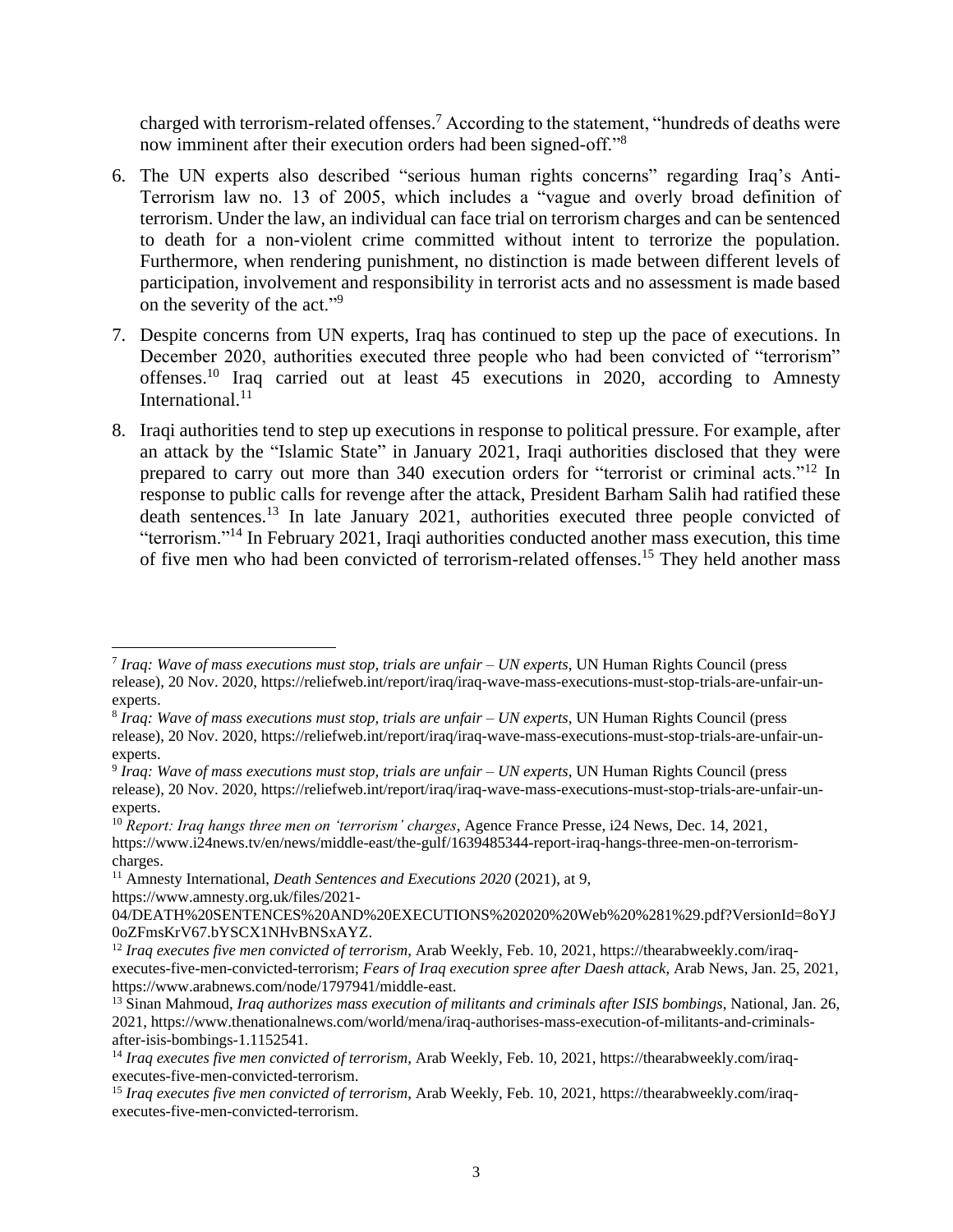charged with terrorism-related offenses.[7] According to the statement, "hundreds of deaths were now imminent after their execution orders had been signed-off."[8]

6. The UN experts also described "serious human rights concerns" regarding Iraq's Anti-Terrorism law no. 13 of 2005, which includes a "vague and overly broad definition of terrorism. Under the law, an individual can face trial on terrorism charges and can be sentenced to death for a non-violent crime committed without intent to terrorize the population. Furthermore, when rendering punishment, no distinction is made between different levels of participation, involvement and responsibility in terrorist acts and no assessment is made based on the severity of the act."[9]

7. Despite concerns from UN experts, Iraq has continued to step up the pace of executions. In December 2020, authorities executed three people who had been convicted of "terrorism" offenses.[10] Iraq carried out at least 45 executions in 2020, according to Amnesty International.[11]

8. Iraqi authorities tend to step up executions in response to political pressure. For example, after an attack by the "Islamic State" in January 2021, Iraqi authorities disclosed that they were prepared to carry out more than 340 execution orders for "terrorist or criminal acts."[12] In response to public calls for revenge after the attack, President Barham Salih had ratified these death sentences.[13] In late January 2021, authorities executed three people convicted of "terrorism."[14] In February 2021, Iraqi authorities conducted another mass execution, this time of five men who had been convicted of terrorism-related offenses.[15] They held another mass

---

[7] *Iraq: Wave of mass executions must stop, trials are unfair – UN experts*, UN Human Rights Council (press release), 20 Nov. 2020, https://reliefweb.int/report/iraq/iraq-wave-mass-executions-must-stop-trials-are-unfair-un-experts.

[8] *Iraq: Wave of mass executions must stop, trials are unfair – UN experts*, UN Human Rights Council (press release), 20 Nov. 2020, https://reliefweb.int/report/iraq/iraq-wave-mass-executions-must-stop-trials-are-unfair-un-experts.

[9] *Iraq: Wave of mass executions must stop, trials are unfair – UN experts*, UN Human Rights Council (press release), 20 Nov. 2020, https://reliefweb.int/report/iraq/iraq-wave-mass-executions-must-stop-trials-are-unfair-un-experts.

[10] *Report: Iraq hangs three men on 'terrorism' charges*, Agence France Presse, i24 News, Dec. 14, 2021, https://www.i24news.tv/en/news/middle-east/the-gulf/1639485344-report-iraq-hangs-three-men-on-terrorism-charges.

[11] Amnesty International, *Death Sentences and Executions 2020* (2021), at 9, https://www.amnesty.org.uk/files/2021-04/DEATH%20SENTENCES%20AND%20EXECUTIONS%202020%20Web%20%281%29.pdf?VersionId=8oYJ0oZFmsKrV67.bYSCX1NHvBNSxAYZ.

[12] *Iraq executes five men convicted of terrorism*, Arab Weekly, Feb. 10, 2021, https://thearabweekly.com/iraq-executes-five-men-convicted-terrorism; *Fears of Iraq execution spree after Daesh attack*, Arab News, Jan. 25, 2021, https://www.arabnews.com/node/1797941/middle-east.

[13] Sinan Mahmoud, *Iraq authorizes mass execution of militants and criminals after ISIS bombings*, National, Jan. 26, 2021, https://www.thenationalnews.com/world/mena/iraq-authorises-mass-execution-of-militants-and-criminals-after-isis-bombings-1.1152541.

[14] *Iraq executes five men convicted of terrorism*, Arab Weekly, Feb. 10, 2021, https://thearabweekly.com/iraq-executes-five-men-convicted-terrorism.

[15] *Iraq executes five men convicted of terrorism*, Arab Weekly, Feb. 10, 2021, https://thearabweekly.com/iraq-executes-five-men-convicted-terrorism.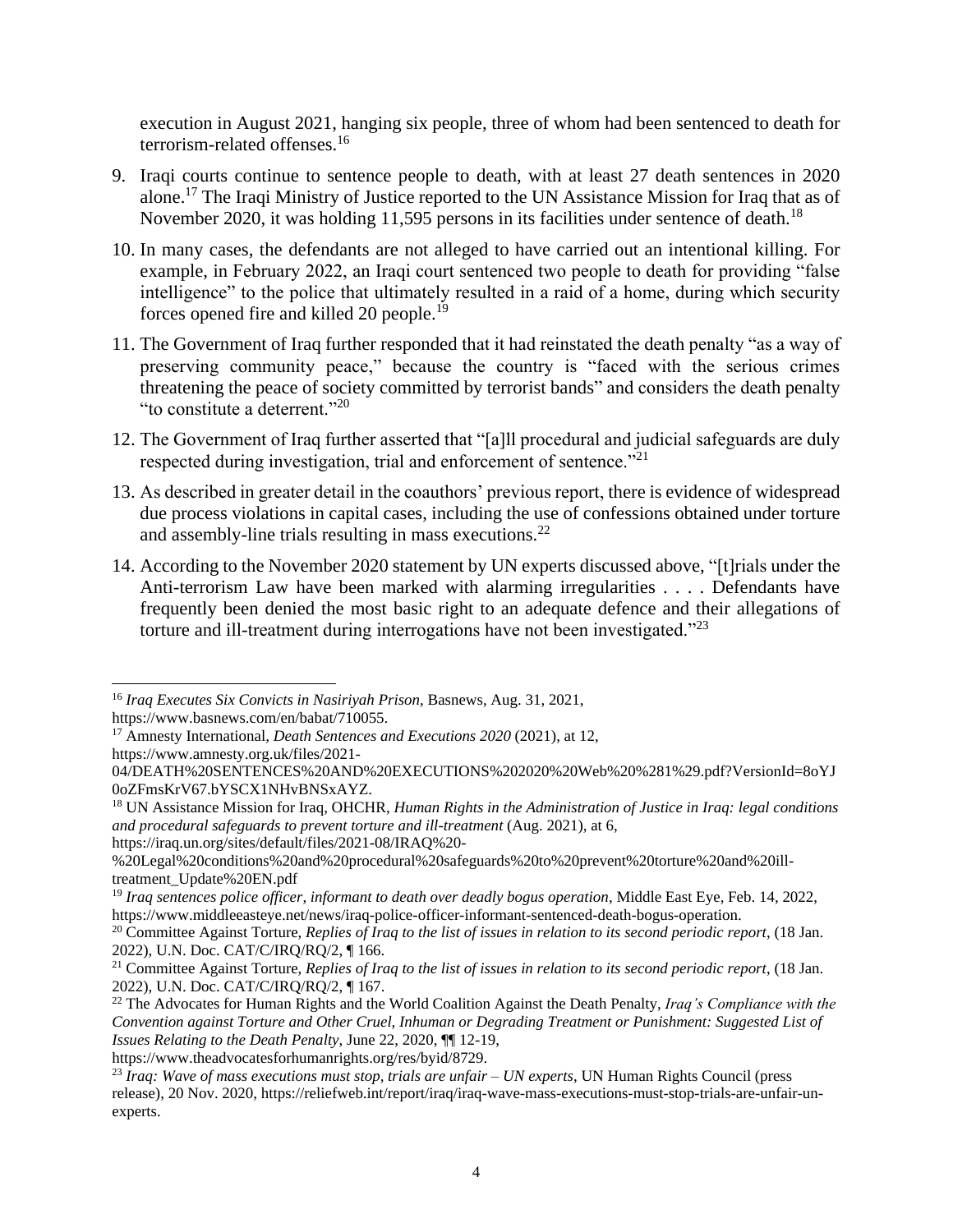execution in August 2021, hanging six people, three of whom had been sentenced to death for terrorism-related offenses.[16]

9. Iraqi courts continue to sentence people to death, with at least 27 death sentences in 2020 alone.[17] The Iraqi Ministry of Justice reported to the UN Assistance Mission for Iraq that as of November 2020, it was holding 11,595 persons in its facilities under sentence of death.[18]

10. In many cases, the defendants are not alleged to have carried out an intentional killing. For example, in February 2022, an Iraqi court sentenced two people to death for providing "false intelligence" to the police that ultimately resulted in a raid of a home, during which security forces opened fire and killed 20 people.[19]

11. The Government of Iraq further responded that it had reinstated the death penalty "as a way of preserving community peace," because the country is "faced with the serious crimes threatening the peace of society committed by terrorist bands" and considers the death penalty "to constitute a deterrent."[20]

12. The Government of Iraq further asserted that "[a]ll procedural and judicial safeguards are duly respected during investigation, trial and enforcement of sentence."[21]

13. As described in greater detail in the coauthors' previous report, there is evidence of widespread due process violations in capital cases, including the use of confessions obtained under torture and assembly-line trials resulting in mass executions.[22]

14. According to the November 2020 statement by UN experts discussed above, "[t]rials under the Anti-terrorism Law have been marked with alarming irregularities . . . . Defendants have frequently been denied the most basic right to an adequate defence and their allegations of torture and ill-treatment during interrogations have not been investigated."[23]

---

[16] *Iraq Executes Six Convicts in Nasiriyah Prison*, Basnews, Aug. 31, 2021, https://www.basnews.com/en/babat/710055.

[17] Amnesty International, *Death Sentences and Executions 2020* (2021), at 12, https://www.amnesty.org.uk/files/2021-04/DEATH%20SENTENCES%20AND%20EXECUTIONS%202020%20Web%20%281%29.pdf?VersionId=8oYJ0oZFmsKrV67.bYSCX1NHvBNSxAYZ.

[18] UN Assistance Mission for Iraq, OHCHR, *Human Rights in the Administration of Justice in Iraq: legal conditions and procedural safeguards to prevent torture and ill-treatment* (Aug. 2021), at 6, https://iraq.un.org/sites/default/files/2021-08/IRAQ%20-%20Legal%20conditions%20and%20procedural%20safeguards%20to%20prevent%20torture%20and%20ill-treatment_Update%20EN.pdf

[19] *Iraq sentences police officer, informant to death over deadly bogus operation*, Middle East Eye, Feb. 14, 2022, https://www.middleeasteye.net/news/iraq-police-officer-informant-sentenced-death-bogus-operation.

[20] Committee Against Torture, *Replies of Iraq to the list of issues in relation to its second periodic report*, (18 Jan. 2022), U.N. Doc. CAT/C/IRQ/RQ/2, ¶ 166.

[21] Committee Against Torture, *Replies of Iraq to the list of issues in relation to its second periodic report*, (18 Jan. 2022), U.N. Doc. CAT/C/IRQ/RQ/2, ¶ 167.

[22] The Advocates for Human Rights and the World Coalition Against the Death Penalty, *Iraq's Compliance with the Convention against Torture and Other Cruel, Inhuman or Degrading Treatment or Punishment: Suggested List of Issues Relating to the Death Penalty*, June 22, 2020, ¶¶ 12-19, https://www.theadvocatesforhumanrights.org/res/byid/8729.

[23] *Iraq: Wave of mass executions must stop, trials are unfair – UN experts*, UN Human Rights Council (press release), 20 Nov. 2020, https://reliefweb.int/report/iraq/iraq-wave-mass-executions-must-stop-trials-are-unfair-un-experts.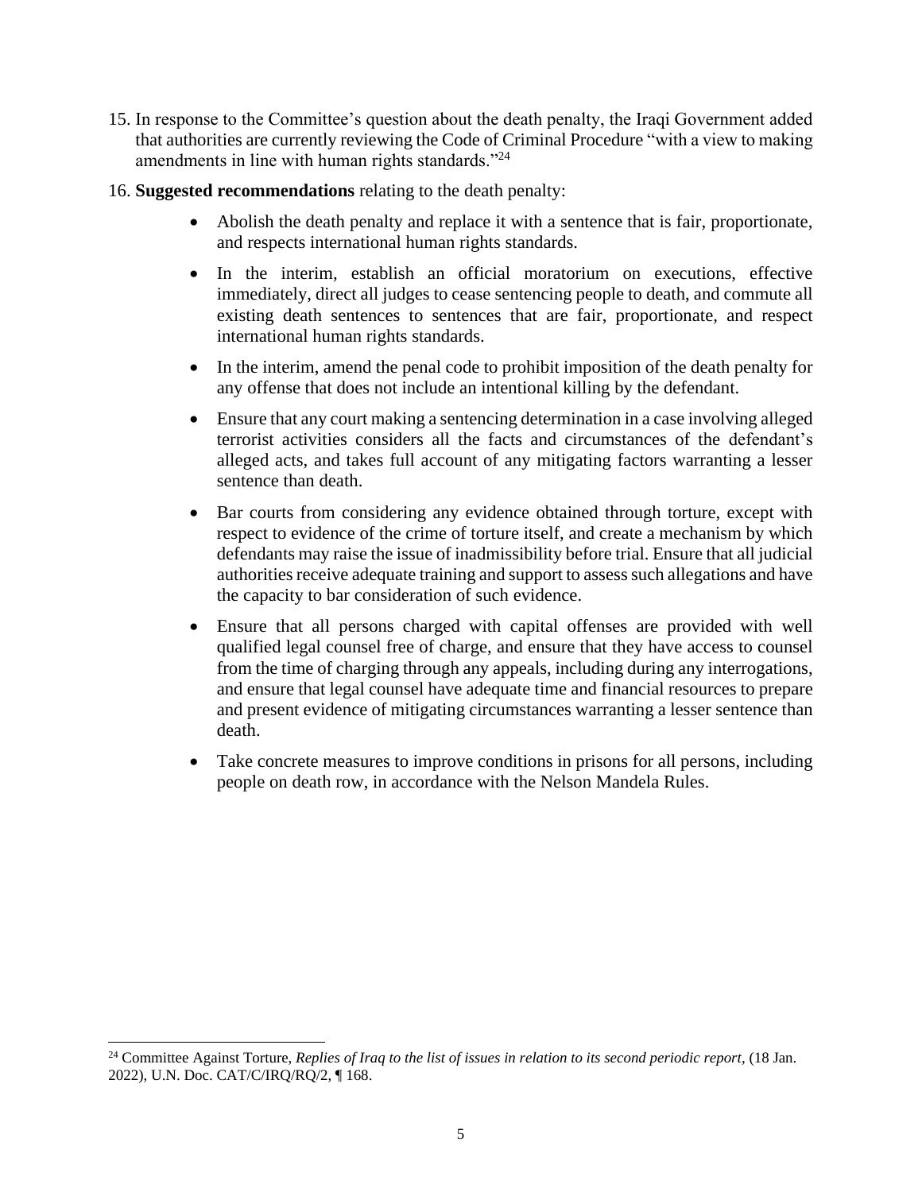15. In response to the Committee's question about the death penalty, the Iraqi Government added that authorities are currently reviewing the Code of Criminal Procedure "with a view to making amendments in line with human rights standards."[24]

16. **Suggested recommendations** relating to the death penalty:

    - Abolish the death penalty and replace it with a sentence that is fair, proportionate, and respects international human rights standards.
    - In the interim, establish an official moratorium on executions, effective immediately, direct all judges to cease sentencing people to death, and commute all existing death sentences to sentences that are fair, proportionate, and respect international human rights standards.
    - In the interim, amend the penal code to prohibit imposition of the death penalty for any offense that does not include an intentional killing by the defendant.
    - Ensure that any court making a sentencing determination in a case involving alleged terrorist activities considers all the facts and circumstances of the defendant's alleged acts, and takes full account of any mitigating factors warranting a lesser sentence than death.
    - Bar courts from considering any evidence obtained through torture, except with respect to evidence of the crime of torture itself, and create a mechanism by which defendants may raise the issue of inadmissibility before trial. Ensure that all judicial authorities receive adequate training and support to assess such allegations and have the capacity to bar consideration of such evidence.
    - Ensure that all persons charged with capital offenses are provided with well qualified legal counsel free of charge, and ensure that they have access to counsel from the time of charging through any appeals, including during any interrogations, and ensure that legal counsel have adequate time and financial resources to prepare and present evidence of mitigating circumstances warranting a lesser sentence than death.
    - Take concrete measures to improve conditions in prisons for all persons, including people on death row, in accordance with the Nelson Mandela Rules.

---

[24] Committee Against Torture, *Replies of Iraq to the list of issues in relation to its second periodic report*, (18 Jan. 2022), U.N. Doc. CAT/C/IRQ/RQ/2, ¶ 168.